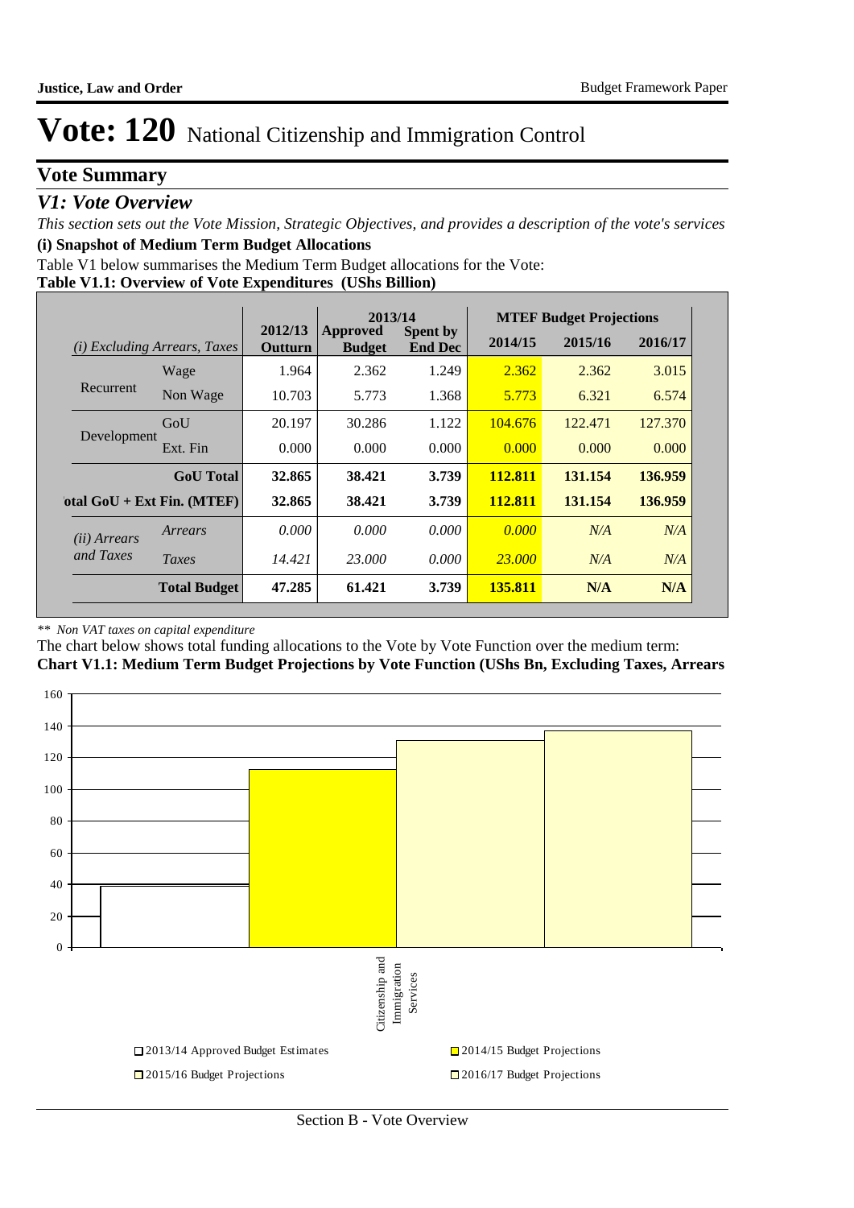# Vote: 120 National Citizenship and Immigration Control

## Vote Summary

### V1: Vote Overview

*This section sets out the Vote Mission, Strategic Objectives, and provides a description of the vote's services*

**(i) Snapshot of Medium Term Budget Allocations**

Table V1 below summarises the Medium Term Budget allocations for the Vote:

**Table V1.1: Overview of Vote Expenditures (UShs Billion)**

| *(i) Excluding Arrears, Taxes* | | 2012/13 Outturn | 2013/14 Approved Budget | 2013/14 Spent by End Dec | MTEF Budget Projections 2014/15 | 2015/16 | 2016/17 |
|---|---|---|---|---|---|---|---|
| Recurrent | Wage | 1.964 | 2.362 | 1.249 | 2.362 | 2.362 | 3.015 |
| | Non Wage | 10.703 | 5.773 | 1.368 | 5.773 | 6.321 | 6.574 |
| Development | GoU | 20.197 | 30.286 | 1.122 | 104.676 | 122.471 | 127.370 |
| | Ext. Fin | 0.000 | 0.000 | 0.000 | 0.000 | 0.000 | 0.000 |
| | **GoU Total** | **32.865** | **38.421** | **3.739** | **112.811** | **131.154** | **136.959** |
| **otal GoU + Ext Fin. (MTEF)** | | **32.865** | **38.421** | **3.739** | **112.811** | **131.154** | **136.959** |
| *(ii) Arrears and Taxes* | *Arrears* | *0.000* | *0.000* | *0.000* | *0.000* | *N/A* | *N/A* |
| | *Taxes* | *14.421* | *23.000* | *0.000* | *23.000* | *N/A* | *N/A* |
| | **Total Budget** | **47.285** | **61.421** | **3.739** | **135.811** | **N/A** | **N/A** |

*\*\* Non VAT taxes on capital expenditure*

The chart below shows total funding allocations to the Vote by Vote Function over the medium term:

**Chart V1.1: Medium Term Budget Projections by Vote Function (UShs Bn, Excluding Taxes, Arrears**

| Vote Function | 2013/14 Approved Budget Estimates | 2014/15 Budget Projections | 2015/16 Budget Projections | 2016/17 Budget Projections |
|---|---|---|---|---|
| Citizenship and Immigration Services | ~38 | ~113 | ~131 | ~137 |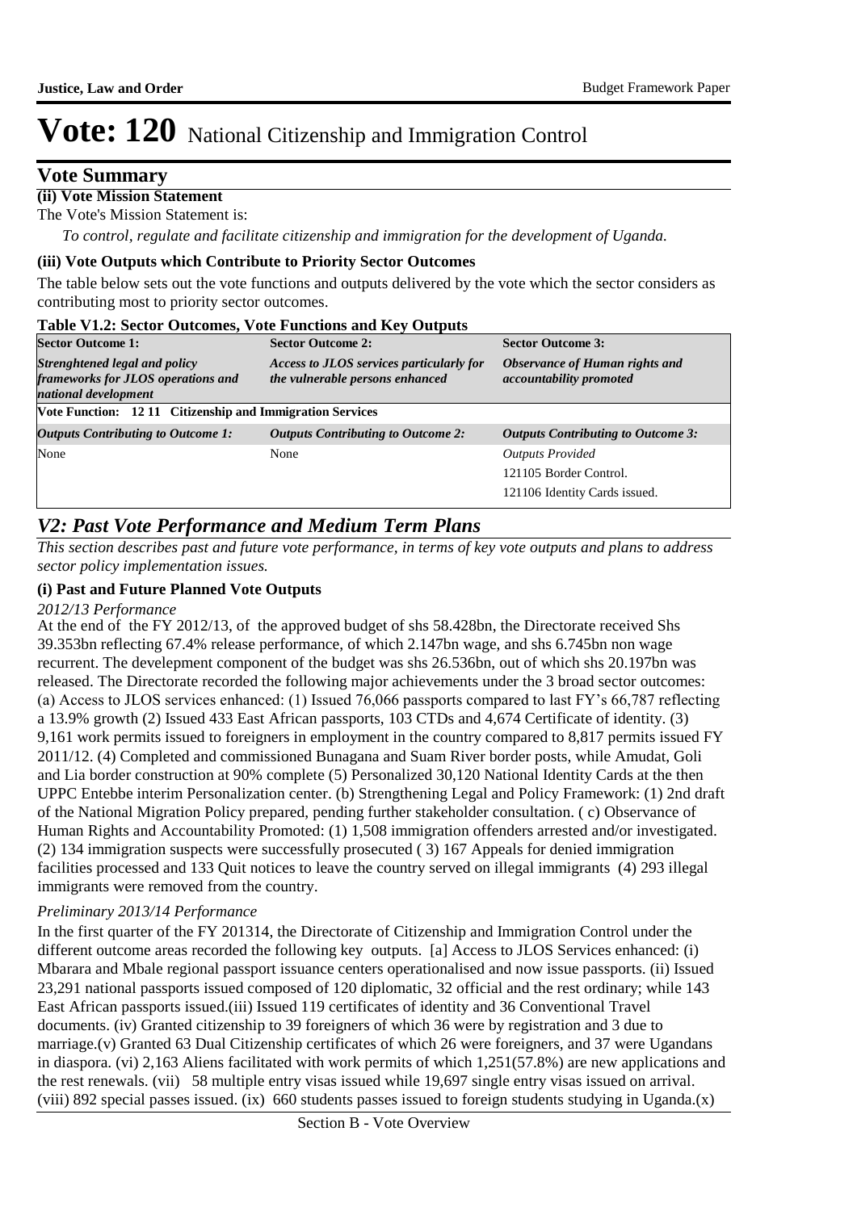# Vote: 120 National Citizenship and Immigration Control

## Vote Summary

**(ii) Vote Mission Statement**

The Vote's Mission Statement is:

*To control, regulate and facilitate citizenship and immigration for the development of Uganda.*

**(iii) Vote Outputs which Contribute to Priority Sector Outcomes**

The table below sets out the vote functions and outputs delivered by the vote which the sector considers as contributing most to priority sector outcomes.

**Table V1.2: Sector Outcomes, Vote Functions and Key Outputs**

| **Sector Outcome 1:** | **Sector Outcome 2:** | **Sector Outcome 3:** |
|---|---|---|
| ***Strenghtened legal and policy frameworks for JLOS operations and national development*** | ***Access to JLOS services particularly for the vulnerable persons enhanced*** | ***Observance of Human rights and accountability promoted*** |
| **Vote Function: 12 11 Citizenship and Immigration Services** | | |
| ***Outputs Contributing to Outcome 1:*** | ***Outputs Contributing to Outcome 2:*** | ***Outputs Contributing to Outcome 3:*** |
| None | None | *Outputs Provided*<br>121105 Border Control.<br>121106 Identity Cards issued. |

## *V2: Past Vote Performance and Medium Term Plans*

*This section describes past and future vote performance, in terms of key vote outputs and plans to address sector policy implementation issues.*

**(i) Past and Future Planned Vote Outputs**

*2012/13 Performance*

At the end of the FY 2012/13, of the approved budget of shs 58.428bn, the Directorate received Shs 39.353bn reflecting 67.4% release performance, of which 2.147bn wage, and shs 6.745bn non wage recurrent. The develepment component of the budget was shs 26.536bn, out of which shs 20.197bn was released. The Directorate recorded the following major achievements under the 3 broad sector outcomes: (a) Access to JLOS services enhanced: (1) Issued 76,066 passports compared to last FY's 66,787 reflecting a 13.9% growth (2) Issued 433 East African passports, 103 CTDs and 4,674 Certificate of identity. (3) 9,161 work permits issued to foreigners in employment in the country compared to 8,817 permits issued FY 2011/12. (4) Completed and commissioned Bunagana and Suam River border posts, while Amudat, Goli and Lia border construction at 90% complete (5) Personalized 30,120 National Identity Cards at the then UPPC Entebbe interim Personalization center. (b) Strengthening Legal and Policy Framework: (1) 2nd draft of the National Migration Policy prepared, pending further stakeholder consultation. ( c) Observance of Human Rights and Accountability Promoted: (1) 1,508 immigration offenders arrested and/or investigated. (2) 134 immigration suspects were successfully prosecuted ( 3) 167 Appeals for denied immigration facilities processed and 133 Quit notices to leave the country served on illegal immigrants (4) 293 illegal immigrants were removed from the country.

*Preliminary 2013/14 Performance*

In the first quarter of the FY 201314, the Directorate of Citizenship and Immigration Control under the different outcome areas recorded the following key outputs. [a] Access to JLOS Services enhanced: (i) Mbarara and Mbale regional passport issuance centers operationalised and now issue passports. (ii) Issued 23,291 national passports issued composed of 120 diplomatic, 32 official and the rest ordinary; while 143 East African passports issued.(iii) Issued 119 certificates of identity and 36 Conventional Travel documents. (iv) Granted citizenship to 39 foreigners of which 36 were by registration and 3 due to marriage.(v) Granted 63 Dual Citizenship certificates of which 26 were foreigners, and 37 were Ugandans in diaspora. (vi) 2,163 Aliens facilitated with work permits of which 1,251(57.8%) are new applications and the rest renewals. (vii) 58 multiple entry visas issued while 19,697 single entry visas issued on arrival. (viii) 892 special passes issued. (ix) 660 students passes issued to foreign students studying in Uganda.(x)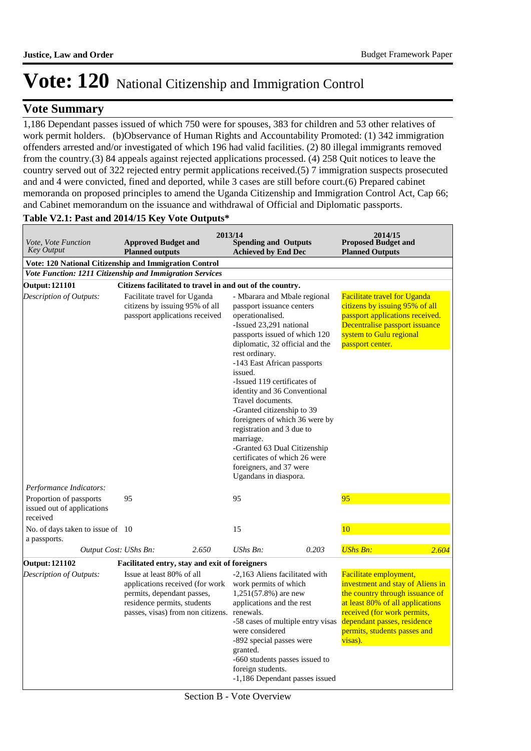# Vote: 120 National Citizenship and Immigration Control

## Vote Summary

1,186 Dependant passes issued of which 750 were for spouses, 383 for children and 53 other relatives of work permit holders. (b)Observance of Human Rights and Accountability Promoted: (1) 342 immigration offenders arrested and/or investigated of which 196 had valid facilities. (2) 80 illegal immigrants removed from the country.(3) 84 appeals against rejected applications processed. (4) 258 Quit notices to leave the country served out of 322 rejected entry permit applications received.(5) 7 immigration suspects prosecuted and and 4 were convicted, fined and deported, while 3 cases are still before court.(6) Prepared cabinet memoranda on proposed principles to amend the Uganda Citizenship and Immigration Control Act, Cap 66; and Cabinet memorandum on the issuance and withdrawal of Official and Diplomatic passports.

**Table V2.1: Past and 2014/15 Key Vote Outputs***

| *Vote, Vote Function Key Output* | 2013/14 **Approved Budget and Planned outputs** | | 2013/14 **Spending and Outputs Achieved by End Dec** | | 2014/15 **Proposed Budget and Planned Outputs** | |
|---|---|---|---|---|---|---|
| **Vote: 120 National Citizenship and Immigration Control** | | | | | | |
| ***Vote Function: 1211 Citizenship and Immigration Services*** | | | | | | |
| **Output: 121101** | **Citizens facilitated to travel in and out of the country.** | | | | | |
| *Description of Outputs:* | Facilitate travel for Uganda citizens by issuing 95% of all passport applications received | | - Mbarara and Mbale regional passport issuance centers operationalised.<br>-Issued 23,291 national passports issued of which 120 diplomatic, 32 official and the rest ordinary.<br>-143 East African passports issued.<br>-Issued 119 certificates of identity and 36 Conventional Travel documents.<br>-Granted citizenship to 39 foreigners of which 36 were by registration and 3 due to marriage.<br>-Granted 63 Dual Citizenship certificates of which 26 were foreigners, and 37 were Ugandans in diaspora. | | Facilitate travel for Uganda citizens by issuing 95% of all passport applications received. Decentralise passport issuance system to Gulu regional passport center. | |
| *Performance Indicators:* | | | | | | |
| Proportion of passports issued out of applications received | 95 | | 95 | | 95 | |
| No. of days taken to issue of a passports. | 10 | | 15 | | 10 | |
| *Output Cost:* | *UShs Bn:* | *2.650* | *UShs Bn:* | *0.203* | *UShs Bn:* | *2.604* |
| **Output: 121102** | **Facilitated entry, stay and exit of foreigners** | | | | | |
| *Description of Outputs:* | Issue at least 80% of all applications received (for work permits, dependant passes, residence permits, students passes, visas) from non citizens. | | -2,163 Aliens facilitated with work permits of which 1,251(57.8%) are new applications and the rest renewals.<br>-58 cases of multiple entry visas were considered<br>-892 special passes were granted.<br>-660 students passes issued to foreign students.<br>-1,186 Dependant passes issued | | Facilitate employment, investment and stay of Aliens in the country through issuance of at least 80% of all applications received (for work permits, dependant passes, residence permits, students passes and visas). | |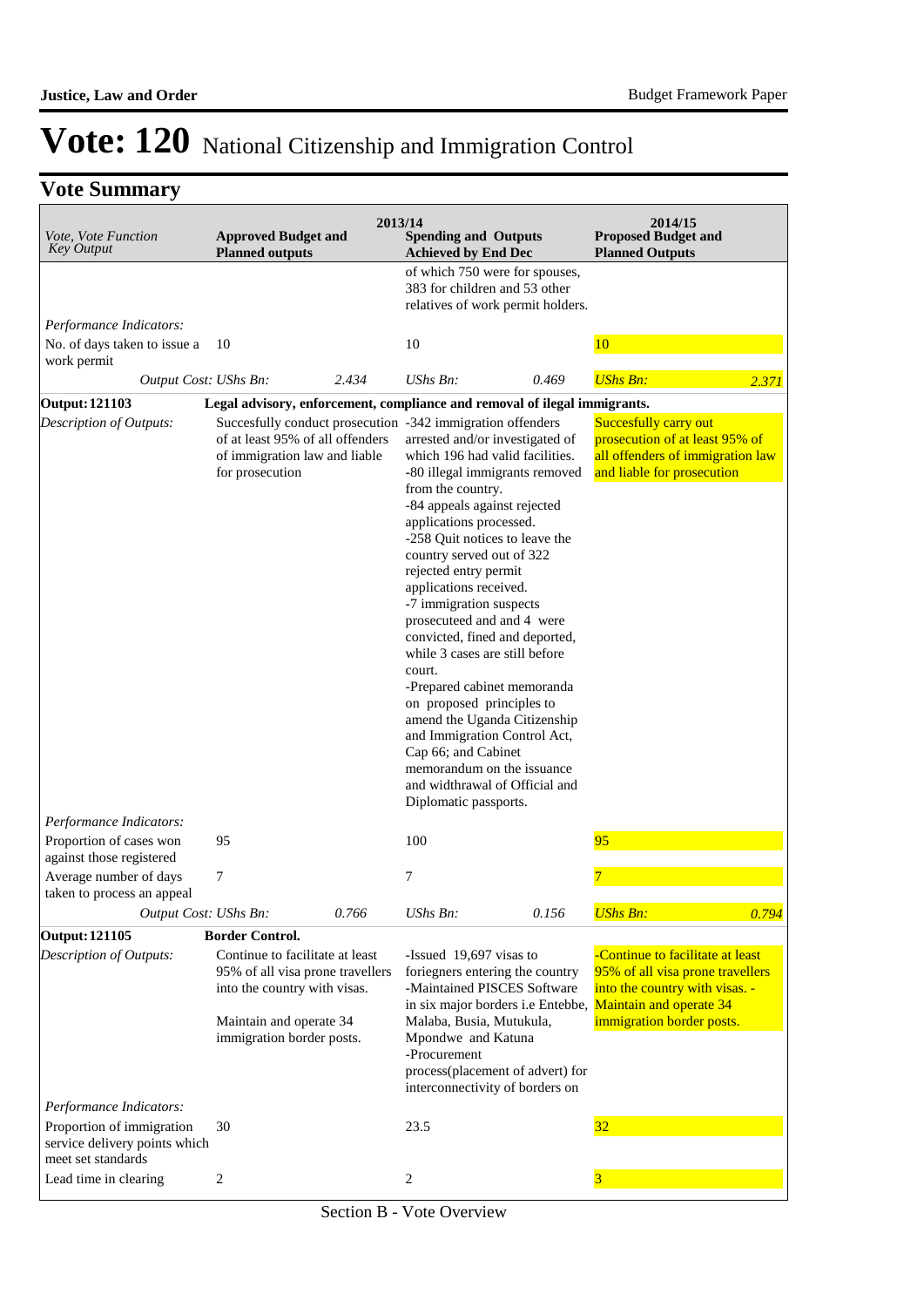# Vote: 120 National Citizenship and Immigration Control

## Vote Summary

| Vote, Vote Function Key Output | 2013/14 Approved Budget and Planned outputs | | 2013/14 Spending and Outputs Achieved by End Dec | | 2014/15 Proposed Budget and Planned Outputs | |
|---|---|---|---|---|---|---|
| | | | of which 750 were for spouses, 383 for children and 53 other relatives of work permit holders. | | | |
| *Performance Indicators:* | | | | | | |
| No. of days taken to issue a work permit | 10 | | 10 | | 10 | |
| *Output Cost: UShs Bn:* | | *2.434* | *UShs Bn:* | *0.469* | *UShs Bn:* | *2.371* |
| **Output: 121103** | **Legal advisory, enforcement, compliance and removal of ilegal immigrants.** | | | | | |
| *Description of Outputs:* | Succesfully conduct prosecution of at least 95% of all offenders of immigration law and liable for prosecution | | -342 immigration offenders arrested and/or investigated of which 196 had valid facilities.<br>-80 illegal immigrants removed from the country.<br>-84 appeals against rejected applications processed.<br>-258 Quit notices to leave the country served out of 322 rejected entry permit applications received.<br>-7 immigration suspects prosecuteed and and 4 were convicted, fined and deported, while 3 cases are still before court.<br>-Prepared cabinet memoranda on proposed principles to amend the Uganda Citizenship and Immigration Control Act, Cap 66; and Cabinet memorandum on the issuance and widthrawal of Official and Diplomatic passports. | | Succesfully carry out prosecution of at least 95% of all offenders of immigration law and liable for prosecution | |
| *Performance Indicators:* | | | | | | |
| Proportion of cases won against those registered | 95 | | 100 | | 95 | |
| Average number of days taken to process an appeal | 7 | | 7 | | 7 | |
| *Output Cost: UShs Bn:* | | *0.766* | *UShs Bn:* | *0.156* | *UShs Bn:* | *0.794* |
| **Output: 121105** | **Border Control.** | | | | | |
| *Description of Outputs:* | Continue to facilitate at least 95% of all visa prone travellers into the country with visas.<br><br>Maintain and operate 34 immigration border posts. | | -Issued 19,697 visas to foriegners entering the country<br>-Maintained PISCES Software in six major borders i.e Entebbe, Malaba, Busia, Mutukula, Mpondwe and Katuna<br>-Procurement process(placement of advert) for interconnectivity of borders on | | -Continue to facilitate at least 95% of all visa prone travellers into the country with visas. -Maintain and operate 34 immigration border posts. | |
| *Performance Indicators:* | | | | | | |
| Proportion of immigration service delivery points which meet set standards | 30 | | 23.5 | | 32 | |
| Lead time in clearing | 2 | | 2 | | 3 | |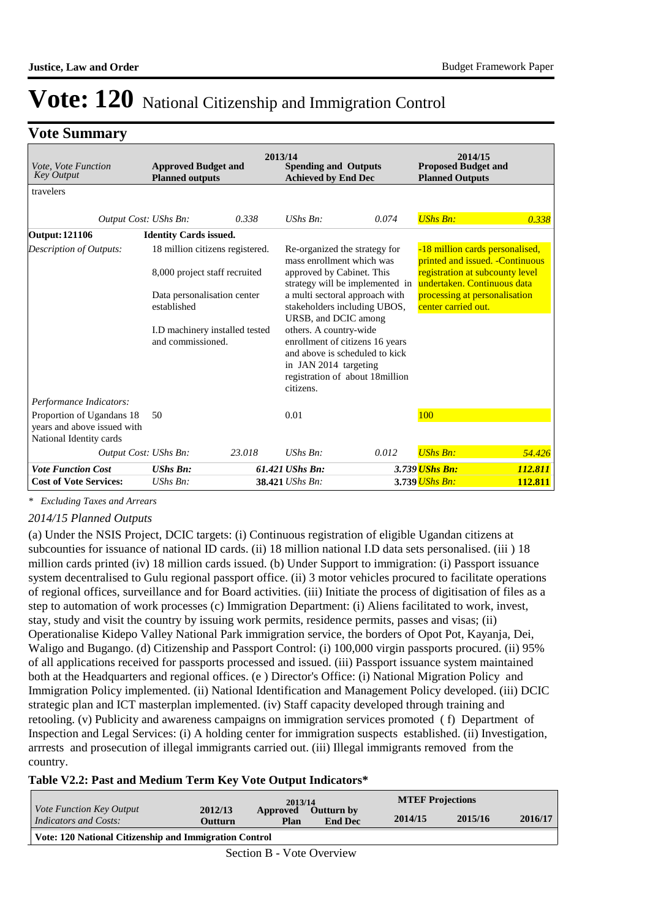# Vote: 120 National Citizenship and Immigration Control

## Vote Summary

| *Vote, Vote Function Key Output* | 2013/14 Approved Budget and Planned outputs | | 2013/14 Spending and Outputs Achieved by End Dec | | 2014/15 Proposed Budget and Planned Outputs | |
|---|---|---|---|---|---|---|
| travelers | | | | | | |
| *Output Cost: UShs Bn:* | | *0.338* | *UShs Bn:* | *0.074* | *UShs Bn:* | *0.338* |
| **Output: 121106** | **Identity Cards issued.** | | | | | |
| *Description of Outputs:* | 18 million citizens registered.<br><br>8,000 project staff recruited<br><br>Data personalisation center established<br><br>I.D machinery installed tested and commissioned. | | Re-organized the strategy for mass enrollment which was approved by Cabinet. This strategy will be implemented in a multi sectoral approach with stakeholders including UBOS, URSB, and DCIC among others. A country-wide enrollment of citizens 16 years and above is scheduled to kick in JAN 2014 targeting registration of about 18million citizens. | | -18 million cards personalised, printed and issued. -Continuous registration at subcounty level undertaken. Continuous data processing at personalisation center carried out. | |
| *Performance Indicators:* | | | | | | |
| Proportion of Ugandans 18 years and above issued with National Identity cards | 50 | | 0.01 | | 100 | |
| *Output Cost: UShs Bn:* | | *23.018* | *UShs Bn:* | *0.012* | *UShs Bn:* | *54.426* |
| ***Vote Function Cost*** | ***UShs Bn:*** | | ***61.421 UShs Bn:*** | | ***3.739 UShs Bn:*** | ***112.811*** |
| **Cost of Vote Services:** | *UShs Bn:* | | **38.421** *UShs Bn:* | | **3.739** *UShs Bn:* | **112.811** |

*\* Excluding Taxes and Arrears*

*2014/15 Planned Outputs*

(a) Under the NSIS Project, DCIC targets: (i) Continuous registration of eligible Ugandan citizens at subcounties for issuance of national ID cards. (ii) 18 million national I.D data sets personalised. (iii ) 18 million cards printed (iv) 18 million cards issued. (b) Under Support to immigration: (i) Passport issuance system decentralised to Gulu regional passport office. (ii) 3 motor vehicles procured to facilitate operations of regional offices, surveillance and for Board activities. (iii) Initiate the process of digitisation of files as a step to automation of work processes (c) Immigration Department: (i) Aliens facilitated to work, invest, stay, study and visit the country by issuing work permits, residence permits, passes and visas; (ii) Operationalise Kidepo Valley National Park immigration service, the borders of Opot Pot, Kayanja, Dei, Waligo and Bugango. (d) Citizenship and Passport Control: (i) 100,000 virgin passports procured. (ii) 95% of all applications received for passports processed and issued. (iii) Passport issuance system maintained both at the Headquarters and regional offices. (e ) Director's Office: (i) National Migration Policy and Immigration Policy implemented. (ii) National Identification and Management Policy developed. (iii) DCIC strategic plan and ICT masterplan implemented. (iv) Staff capacity developed through training and retooling. (v) Publicity and awareness campaigns on immigration services promoted ( f) Department of Inspection and Legal Services: (i) A holding center for immigration suspects established. (ii) Investigation, arrrests and prosecution of illegal immigrants carried out. (iii) Illegal immigrants removed from the country.

**Table V2.2: Past and Medium Term Key Vote Output Indicators\***

| *Vote Function Key Output Indicators and Costs:* | 2012/13 Outturn | 2013/14 Approved Plan | 2013/14 Outturn by End Dec | MTEF Projections 2014/15 | 2015/16 | 2016/17 |
|---|---|---|---|---|---|---|
| **Vote: 120 National Citizenship and Immigration Control** | | | | | | |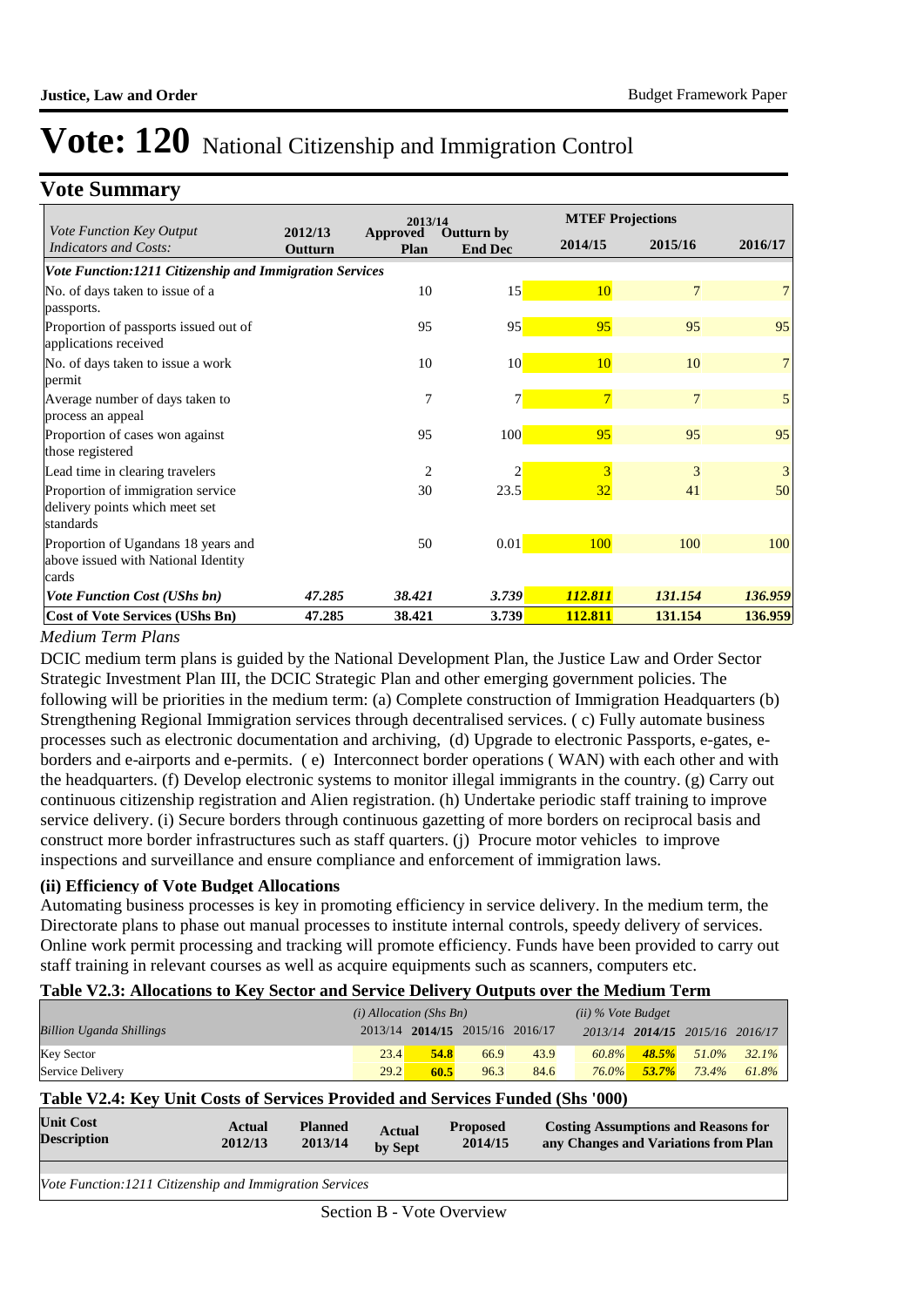# Vote: 120 National Citizenship and Immigration Control

## Vote Summary

| *Vote Function Key Output Indicators and Costs:* | 2012/13 Outturn | 2013/14 Approved Plan | 2013/14 Outturn by End Dec | MTEF Projections 2014/15 | 2015/16 | 2016/17 |
|---|---|---|---|---|---|---|
| ***Vote Function:1211 Citizenship and Immigration Services*** | | | | | | |
| No. of days taken to issue of a passports. | | 10 | 15 | 10 | 7 | 7 |
| Proportion of passports issued out of applications received | | 95 | 95 | 95 | 95 | 95 |
| No. of days taken to issue a work permit | | 10 | 10 | 10 | 10 | 7 |
| Average number of days taken to process an appeal | | 7 | 7 | 7 | 7 | 5 |
| Proportion of cases won against those registered | | 95 | 100 | 95 | 95 | 95 |
| Lead time in clearing travelers | | 2 | 2 | 3 | 3 | 3 |
| Proportion of immigration service delivery points which meet set standards | | 30 | 23.5 | 32 | 41 | 50 |
| Proportion of Ugandans 18 years and above issued with National Identity cards | | 50 | 0.01 | 100 | 100 | 100 |
| ***Vote Function Cost (UShs bn)*** | *47.285* | *38.421* | *3.739* | *112.811* | *131.154* | *136.959* |
| **Cost of Vote Services (UShs Bn)** | **47.285** | **38.421** | **3.739** | **112.811** | **131.154** | **136.959** |

*Medium Term Plans*

DCIC medium term plans is guided by the National Development Plan, the Justice Law and Order Sector Strategic Investment Plan III, the DCIC Strategic Plan and other emerging government policies. The following will be priorities in the medium term: (a) Complete construction of Immigration Headquarters (b) Strengthening Regional Immigration services through decentralised services. ( c) Fully automate business processes such as electronic documentation and archiving, (d) Upgrade to electronic Passports, e-gates, e-borders and e-airports and e-permits. ( e) Interconnect border operations ( WAN) with each other and with the headquarters. (f) Develop electronic systems to monitor illegal immigrants in the country. (g) Carry out continuous citizenship registration and Alien registration. (h) Undertake periodic staff training to improve service delivery. (i) Secure borders through continuous gazetting of more borders on reciprocal basis and construct more border infrastructures such as staff quarters. (j) Procure motor vehicles to improve inspections and surveillance and ensure compliance and enforcement of immigration laws.

### (ii) Efficiency of Vote Budget Allocations

Automating business processes is key in promoting efficiency in service delivery. In the medium term, the Directorate plans to phase out manual processes to institute internal controls, speedy delivery of services. Online work permit processing and tracking will promote efficiency. Funds have been provided to carry out staff training in relevant courses as well as acquire equipments such as scanners, computers etc.

### Table V2.3: Allocations to Key Sector and Service Delivery Outputs over the Medium Term

| *Billion Uganda Shillings* | *(i) Allocation (Shs Bn)* 2013/14 | **2014/15** | 2015/16 | 2016/17 | *(ii) % Vote Budget* 2013/14 | **2014/15** | 2015/16 | 2016/17 |
|---|---|---|---|---|---|---|---|---|
| Key Sector | 23.4 | **54.8** | 66.9 | 43.9 | 60.8% | **48.5%** | 51.0% | 32.1% |
| Service Delivery | 29.2 | **60.5** | 96.3 | 84.6 | 76.0% | **53.7%** | 73.4% | 61.8% |

### Table V2.4: Key Unit Costs of Services Provided and Services Funded (Shs '000)

| Unit Cost Description | Actual 2012/13 | Planned 2013/14 | Actual by Sept | Proposed 2014/15 | Costing Assumptions and Reasons for any Changes and Variations from Plan |
|---|---|---|---|---|---|
| *Vote Function:1211 Citizenship and Immigration Services* | | | | | |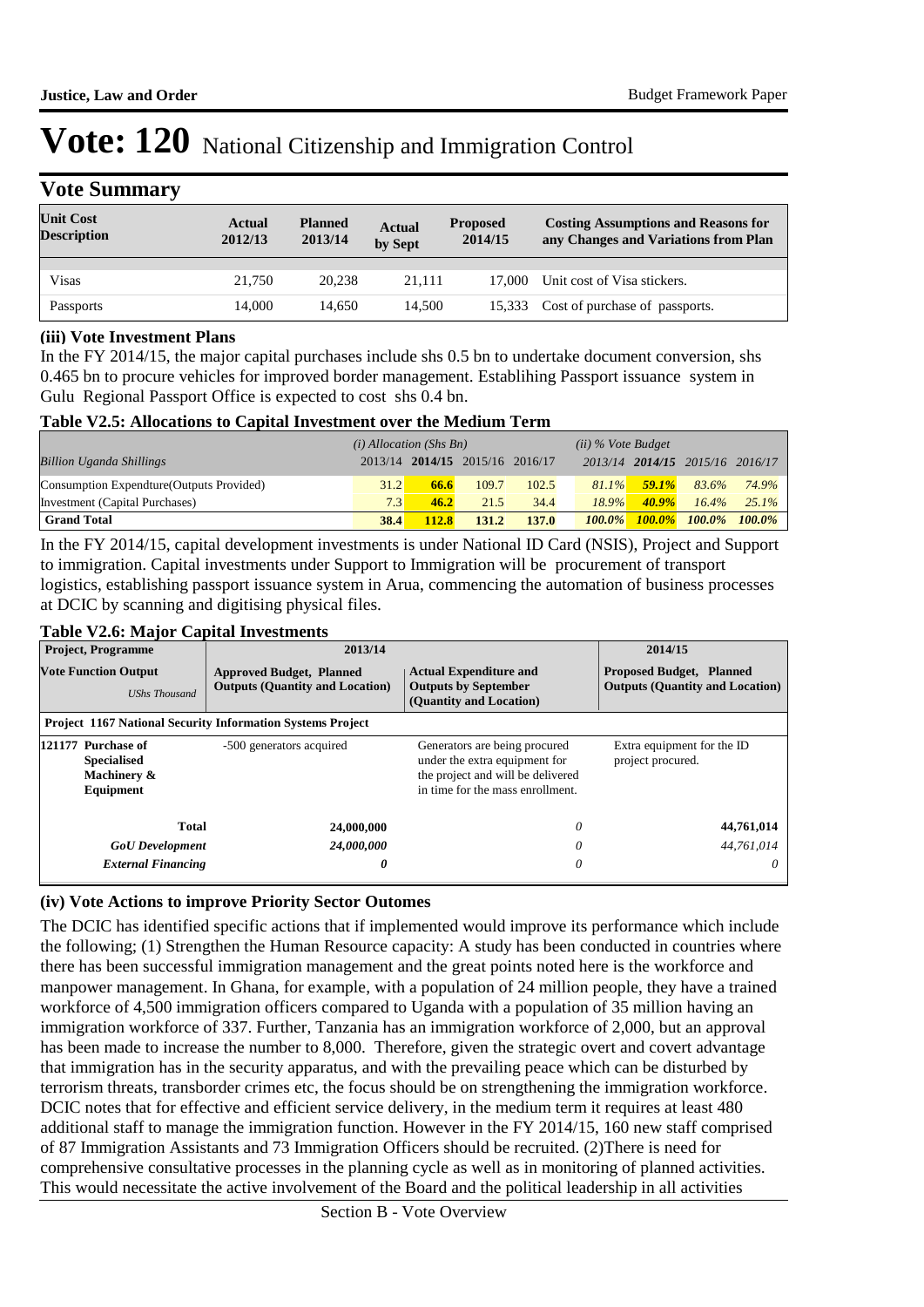# Vote: 120 National Citizenship and Immigration Control

## Vote Summary

| Unit Cost Description | Actual 2012/13 | Planned 2013/14 | Actual by Sept | Proposed 2014/15 | Costing Assumptions and Reasons for any Changes and Variations from Plan |
|---|---|---|---|---|---|
| Visas | 21,750 | 20,238 | 21,111 | 17,000 | Unit cost of Visa stickers. |
| Passports | 14,000 | 14,650 | 14,500 | 15,333 | Cost of purchase of passports. |

**(iii) Vote Investment Plans**

In the FY 2014/15, the major capital purchases include shs 0.5 bn to undertake document conversion, shs 0.465 bn to procure vehicles for improved border management. Establihing Passport issuance system in Gulu Regional Passport Office is expected to cost shs 0.4 bn.

**Table V2.5: Allocations to Capital Investment over the Medium Term**

| | (i) Allocation (Shs Bn) | | | | (ii) % Vote Budget | | | |
|---|---|---|---|---|---|---|---|---|
| *Billion Uganda Shillings* | 2013/14 | **2014/15** | 2015/16 | 2016/17 | 2013/14 | **2014/15** | 2015/16 | 2016/17 |
| Consumption Expendture(Outputs Provided) | 31.2 | **66.6** | 109.7 | 102.5 | *81.1%* | ***59.1%*** | *83.6%* | *74.9%* |
| Investment (Capital Purchases) | 7.3 | **46.2** | 21.5 | 34.4 | *18.9%* | ***40.9%*** | *16.4%* | *25.1%* |
| **Grand Total** | **38.4** | **112.8** | **131.2** | **137.0** | ***100.0%*** | ***100.0%*** | ***100.0%*** | ***100.0%*** |

In the FY 2014/15, capital development investments is under National ID Card (NSIS), Project and Support to immigration. Capital investments under Support to Immigration will be procurement of transport logistics, establishing passport issuance system in Arua, commencing the automation of business processes at DCIC by scanning and digitising physical files.

**Table V2.6: Major Capital Investments**

| Project, Programme | 2013/14 | | 2014/15 |
|---|---|---|---|
| **Vote Function Output** *UShs Thousand* | **Approved Budget, Planned Outputs (Quantity and Location)** | **Actual Expenditure and Outputs by September (Quantity and Location)** | **Proposed Budget, Planned Outputs (Quantity and Location)** |
| **Project 1167 National Security Information Systems Project** | | | |
| **121177 Purchase of Specialised Machinery & Equipment** | -500 generators acquired | Generators are being procured under the extra equipment for the project and will be delivered in time for the mass enrollment. | Extra equipment for the ID project procured. |
| **Total** | **24,000,000** | *0* | **44,761,014** |
| ***GoU Development*** | ***24,000,000*** | *0* | *44,761,014* |
| ***External Financing*** | ***0*** | *0* | *0* |

**(iv) Vote Actions to improve Priority Sector Outomes**

The DCIC has identified specific actions that if implemented would improve its performance which include the following; (1) Strengthen the Human Resource capacity: A study has been conducted in countries where there has been successful immigration management and the great points noted here is the workforce and manpower management. In Ghana, for example, with a population of 24 million people, they have a trained workforce of 4,500 immigration officers compared to Uganda with a population of 35 million having an immigration workforce of 337. Further, Tanzania has an immigration workforce of 2,000, but an approval has been made to increase the number to 8,000. Therefore, given the strategic overt and covert advantage that immigration has in the security apparatus, and with the prevailing peace which can be disturbed by terrorism threats, transborder crimes etc, the focus should be on strengthening the immigration workforce. DCIC notes that for effective and efficient service delivery, in the medium term it requires at least 480 additional staff to manage the immigration function. However in the FY 2014/15, 160 new staff comprised of 87 Immigration Assistants and 73 Immigration Officers should be recruited. (2)There is need for comprehensive consultative processes in the planning cycle as well as in monitoring of planned activities. This would necessitate the active involvement of the Board and the political leadership in all activities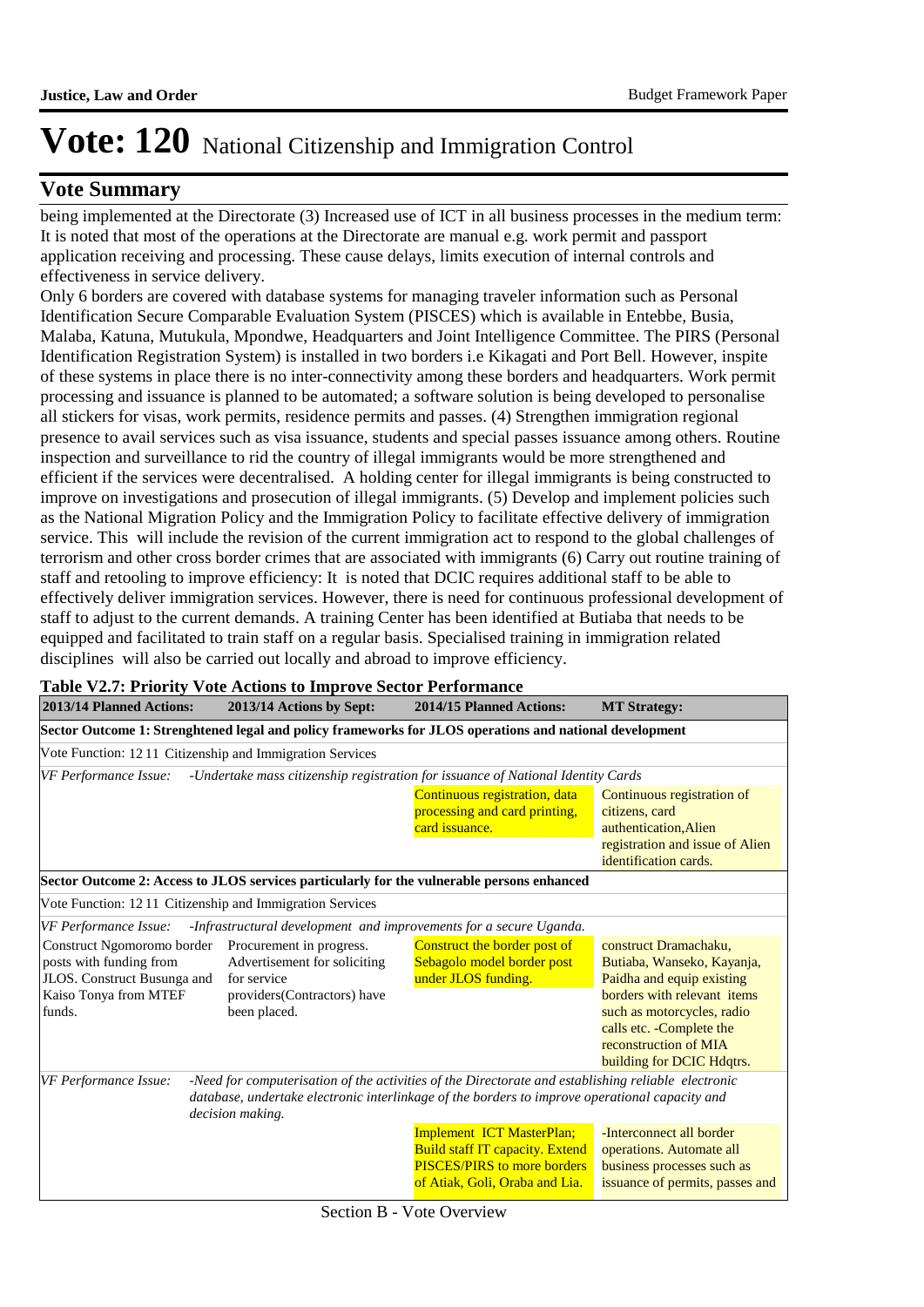# Vote: 120 National Citizenship and Immigration Control

## Vote Summary

being implemented at the Directorate (3) Increased use of ICT in all business processes in the medium term: It is noted that most of the operations at the Directorate are manual e.g. work permit and passport application receiving and processing. These cause delays, limits execution of internal controls and effectiveness in service delivery.
Only 6 borders are covered with database systems for managing traveler information such as Personal Identification Secure Comparable Evaluation System (PISCES) which is available in Entebbe, Busia, Malaba, Katuna, Mutukula, Mpondwe, Headquarters and Joint Intelligence Committee. The PIRS (Personal Identification Registration System) is installed in two borders i.e Kikagati and Port Bell. However, inspite of these systems in place there is no inter-connectivity among these borders and headquarters. Work permit processing and issuance is planned to be automated; a software solution is being developed to personalise all stickers for visas, work permits, residence permits and passes. (4) Strengthen immigration regional presence to avail services such as visa issuance, students and special passes issuance among others. Routine inspection and surveillance to rid the country of illegal immigrants would be more strengthened and efficient if the services were decentralised. A holding center for illegal immigrants is being constructed to improve on investigations and prosecution of illegal immigrants. (5) Develop and implement policies such as the National Migration Policy and the Immigration Policy to facilitate effective delivery of immigration service. This will include the revision of the current immigration act to respond to the global challenges of terrorism and other cross border crimes that are associated with immigrants (6) Carry out routine training of staff and retooling to improve efficiency: It is noted that DCIC requires additional staff to be able to effectively deliver immigration services. However, there is need for continuous professional development of staff to adjust to the current demands. A training Center has been identified at Butiaba that needs to be equipped and facilitated to train staff on a regular basis. Specialised training in immigration related disciplines will also be carried out locally and abroad to improve efficiency.

**Table V2.7: Priority Vote Actions to Improve Sector Performance**

| 2013/14 Planned Actions: | 2013/14 Actions by Sept: | 2014/15 Planned Actions: | MT Strategy: |
|---|---|---|---|
| **Sector Outcome 1: Strenghtened legal and policy frameworks for JLOS operations and national development** | | | |
| Vote Function: 12 11 Citizenship and Immigration Services | | | |
| *VF Performance Issue: -Undertake mass citizenship registration for issuance of National Identity Cards* | | | |
| | | Continuous registration, data processing and card printing, card issuance. | Continuous registration of citizens, card authentication,Alien registration and issue of Alien identification cards. |
| **Sector Outcome 2: Access to JLOS services particularly for the vulnerable persons enhanced** | | | |
| Vote Function: 12 11 Citizenship and Immigration Services | | | |
| *VF Performance Issue: -Infrastructural development and improvements for a secure Uganda.* | | | |
| Construct Ngomoromo border posts with funding from JLOS. Construct Busunga and Kaiso Tonya from MTEF funds. | Procurement in progress. Advertisement for soliciting for service providers(Contractors) have been placed. | Construct the border post of Sebagolo model border post under JLOS funding. | construct Dramachaku, Butiaba, Wanseko, Kayanja, Paidha and equip existing borders with relevant items such as motorcycles, radio calls etc. -Complete the reconstruction of MIA building for DCIC Hdqtrs. |
| *VF Performance Issue: -Need for computerisation of the activities of the Directorate and establishing reliable electronic database, undertake electronic interlinkage of the borders to improve operational capacity and decision making.* | | | |
| | | Implement ICT MasterPlan; Build staff IT capacity. Extend PISCES/PIRS to more borders of Atiak, Goli, Oraba and Lia. | -Interconnect all border operations. Automate all business processes such as issuance of permits, passes and |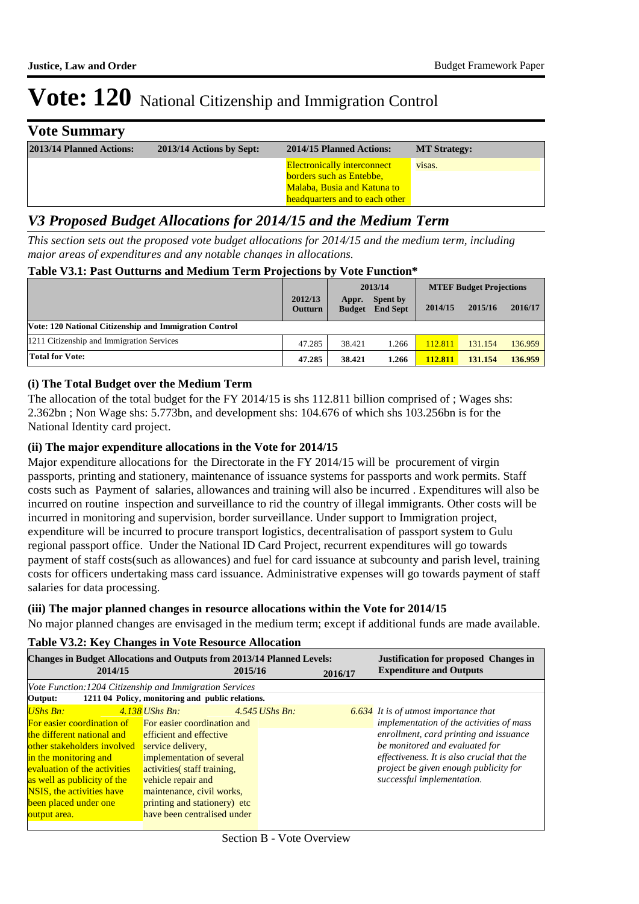# Vote: 120 National Citizenship and Immigration Control

## Vote Summary

| 2013/14 Planned Actions: | 2013/14 Actions by Sept: | 2014/15 Planned Actions: | MT Strategy: |
|---|---|---|---|
| | | Electronically interconnect borders such as Entebbe, Malaba, Busia and Katuna to headquarters and to each other | visas. |

## *V3 Proposed Budget Allocations for 2014/15 and the Medium Term*

*This section sets out the proposed vote budget allocations for 2014/15 and the medium term, including major areas of expenditures and any notable changes in allocations.*

**Table V3.1: Past Outturns and Medium Term Projections by Vote Function\***

| | 2012/13 Outturn | 2013/14 Appr. Budget | 2013/14 Spent by End Sept | MTEF Budget Projections 2014/15 | 2015/16 | 2016/17 |
|---|---|---|---|---|---|---|
| **Vote: 120 National Citizenship and Immigration Control** | | | | | | |
| 1211 Citizenship and Immigration Services | 47.285 | 38.421 | 1.266 | 112.811 | 131.154 | 136.959 |
| **Total for Vote:** | **47.285** | **38.421** | **1.266** | **112.811** | **131.154** | **136.959** |

### (i) The Total Budget over the Medium Term

The allocation of the total budget for the FY 2014/15 is shs 112.811 billion comprised of ; Wages shs: 2.362bn ; Non Wage shs: 5.773bn, and development shs: 104.676 of which shs 103.256bn is for the National Identity card project.

### (ii) The major expenditure allocations in the Vote for 2014/15

Major expenditure allocations for the Directorate in the FY 2014/15 will be procurement of virgin passports, printing and stationery, maintenance of issuance systems for passports and work permits. Staff costs such as Payment of salaries, allowances and training will also be incurred . Expenditures will also be incurred on routine inspection and surveillance to rid the country of illegal immigrants. Other costs will be incurred in monitoring and supervision, border surveillance. Under support to Immigration project, expenditure will be incurred to procure transport logistics, decentralisation of passport system to Gulu regional passport office. Under the National ID Card Project, recurrent expenditures will go towards payment of staff costs(such as allowances) and fuel for card issuance at subcounty and parish level, training costs for officers undertaking mass card issuance. Administrative expenses will go towards payment of staff salaries for data processing.

### (iii) The major planned changes in resource allocations within the Vote for 2014/15

No major planned changes are envisaged in the medium term; except if additional funds are made available.

**Table V3.2: Key Changes in Vote Resource Allocation**

| Changes in Budget Allocations and Outputs from 2013/14 Planned Levels: 2014/15 | 2015/16 | 2016/17 | Justification for proposed Changes in Expenditure and Outputs |
|---|---|---|---|
| *Vote Function:1204 Citizenship and Immigration Services* | | | |
| **Output: 1211 04 Policy, monitoring and public relations.** | | | |
| *UShs Bn:* *4.138* For easier coordination of the different national and other stakeholders involved in the monitoring and evaluation of the activities as well as publicity of the NSIS, the activities have been placed under one output area. | *UShs Bn:* *4.545* For easier coordination and efficient and effective service delivery, implementation of several activities( staff training, vehicle repair and maintenance, civil works, printing and stationery) etc have been centralised under | *UShs Bn:* *6.634* | *It is of utmost importance that implementation of the activities of mass enrollment, card printing and issuance be monitored and evaluated for effectiveness. It is also crucial that the project be given enough publicity for successful implementation.* |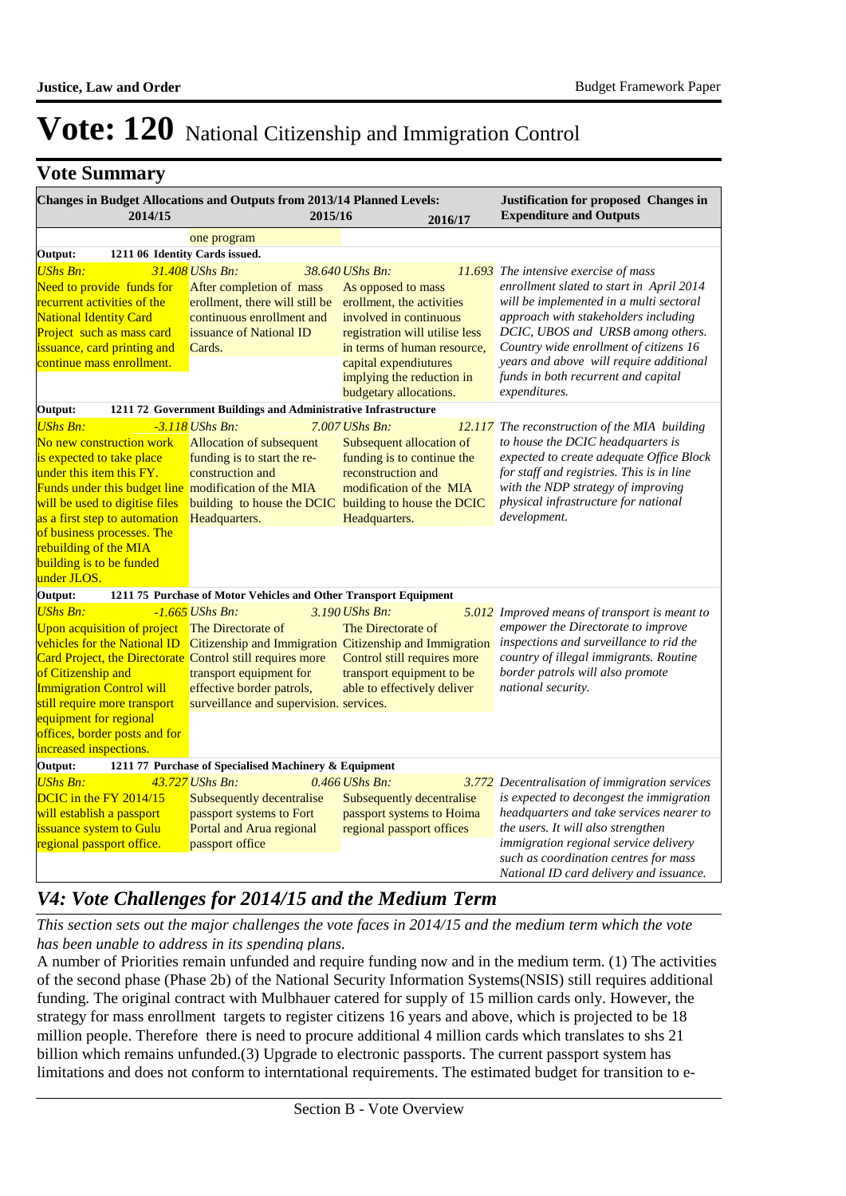# Vote: 120 National Citizenship and Immigration Control

## Vote Summary

| Changes in Budget Allocations and Outputs from 2013/14 Planned Levels: 2014/15 | 2015/16 | 2016/17 | Justification for proposed Changes in Expenditure and Outputs |
|---|---|---|---|
| | one program | | |
| **Output: 1211 06 Identity Cards issued.** | | | |
| *UShs Bn:* *31.408* Need to provide funds for recurrent activities of the National Identity Card Project such as mass card issuance, card printing and continue mass enrollment. | *UShs Bn:* *38.640* After completion of mass erollment, there will still be continuous enrollment and issuance of National ID Cards. | *UShs Bn:* *11.693* As opposed to mass erollment, the activities involved in continuous registration will utilise less in terms of human resource, capital expenditures implying the reduction in budgetary allocations. | *The intensive exercise of mass enrollment slated to start in April 2014 will be implemented in a multi sectoral approach with stakeholders including DCIC, UBOS and URSB among others. Country wide enrollment of citizens 16 years and above will require additional funds in both recurrent and capital expenditures.* |
| **Output: 1211 72 Government Buildings and Administrative Infrastructure** | | | |
| *UShs Bn:* *-3.118* No new construction work is expected to take place under this item this FY. Funds under this budget line will be used to digitise files as a first step to automation of business processes. The rebuilding of the MIA building is to be funded under JLOS. | *UShs Bn:* *7.007* Allocation of subsequent funding is to start the re-construction and modification of the MIA building to house the DCIC Headquarters. | *UShs Bn:* *12.117* Subsequent allocation of funding is to continue the reconstruction and modification of the MIA building to house the DCIC Headquarters. | *The reconstruction of the MIA building to house the DCIC headquarters is expected to create adequate Office Block for staff and registries. This is in line with the NDP strategy of improving physical infrastructure for national development.* |
| **Output: 1211 75 Purchase of Motor Vehicles and Other Transport Equipment** | | | |
| *UShs Bn:* *-1.665* Upon acquisition of project vehicles for the National ID Card Project, the Directorate of Citizenship and Immigration Control will still require more transport equipment for regional offices, border posts and for increased inspections. | *UShs Bn:* *3.190* The Directorate of Citizenship and Immigration Control still requires more transport equipment for effective border patrols, surveillance and supervision. | *UShs Bn:* *5.012* The Directorate of Citizenship and Immigration Control still requires more transport equipment to be able to effectively deliver services. | *Improved means of transport is meant to empower the Directorate to improve inspections and surveillance to rid the country of illegal immigrants. Routine border patrols will also promote national security.* |
| **Output: 1211 77 Purchase of Specialised Machinery & Equipment** | | | |
| *UShs Bn:* *43.727* DCIC in the FY 2014/15 will establish a passport issuance system to Gulu regional passport office. | *UShs Bn:* *0.466* Subsequently decentralise passport systems to Fort Portal and Arua regional passport office | *UShs Bn:* *3.772* Subsequently decentralise passport systems to Hoima regional passport offices | *Decentralisation of immigration services is expected to decongest the immigration headquarters and take services nearer to the users. It will also strengthen immigration regional service delivery such as coordination centres for mass National ID card delivery and issuance.* |

## *V4: Vote Challenges for 2014/15 and the Medium Term*

*This section sets out the major challenges the vote faces in 2014/15 and the medium term which the vote has been unable to address in its spending plans.*

A number of Priorities remain unfunded and require funding now and in the medium term. (1) The activities of the second phase (Phase 2b) of the National Security Information Systems(NSIS) still requires additional funding. The original contract with Mulbhauer catered for supply of 15 million cards only. However, the strategy for mass enrollment targets to register citizens 16 years and above, which is projected to be 18 million people. Therefore there is need to procure additional 4 million cards which translates to shs 21 billion which remains unfunded.(3) Upgrade to electronic passports. The current passport system has limitations and does not conform to interntational requirements. The estimated budget for transition to e-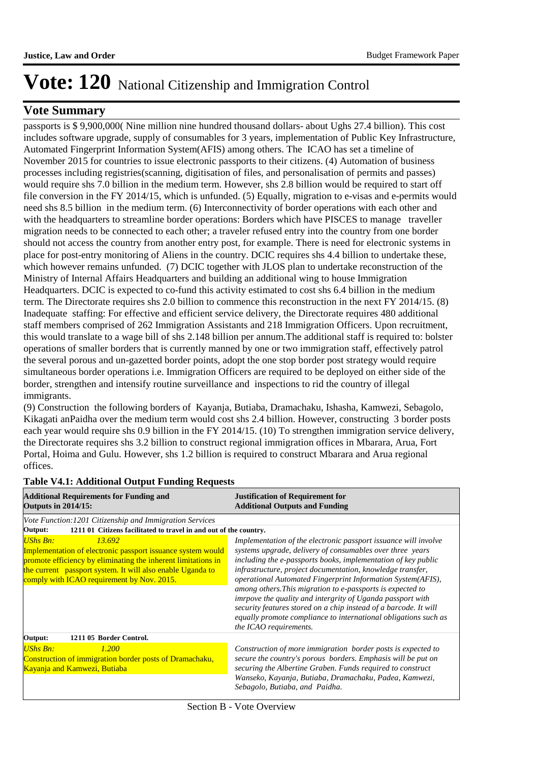# Vote: 120 National Citizenship and Immigration Control

## Vote Summary

passports is $ 9,900,000( Nine million nine hundred thousand dollars- about Ughs 27.4 billion). This cost includes software upgrade, supply of consumables for 3 years, implementation of Public Key Infrastructure, Automated Fingerprint Information System(AFIS) among others. The ICAO has set a timeline of November 2015 for countries to issue electronic passports to their citizens. (4) Automation of business processes including registries(scanning, digitisation of files, and personalisation of permits and passes) would require shs 7.0 billion in the medium term. However, shs 2.8 billion would be required to start off file conversion in the FY 2014/15, which is unfunded. (5) Equally, migration to e-visas and e-permits would need shs 8.5 billion in the medium term. (6) Interconnectivity of border operations with each other and with the headquarters to streamline border operations: Borders which have PISCES to manage traveller migration needs to be connected to each other; a traveler refused entry into the country from one border should not access the country from another entry post, for example. There is need for electronic systems in place for post-entry monitoring of Aliens in the country. DCIC requires shs 4.4 billion to undertake these, which however remains unfunded. (7) DCIC together with JLOS plan to undertake reconstruction of the Ministry of Internal Affairs Headquarters and building an additional wing to house Immigration Headquarters. DCIC is expected to co-fund this activity estimated to cost shs 6.4 billion in the medium term. The Directorate requires shs 2.0 billion to commence this reconstruction in the next FY 2014/15. (8) Inadequate staffing: For effective and efficient service delivery, the Directorate requires 480 additional staff members comprised of 262 Immigration Assistants and 218 Immigration Officers. Upon recruitment, this would translate to a wage bill of shs 2.148 billion per annum.The additional staff is required to: bolster operations of smaller borders that is currently manned by one or two immigration staff, effectively patrol the several porous and un-gazetted border points, adopt the one stop border post strategy would require simultaneous border operations i.e. Immigration Officers are required to be deployed on either side of the border, strengthen and intensify routine surveillance and inspections to rid the country of illegal immigrants.

(9) Construction the following borders of Kayanja, Butiaba, Dramachaku, Ishasha, Kamwezi, Sebagolo, Kikagati anPaidha over the medium term would cost shs 2.4 billion. However, constructing 3 border posts each year would require shs 0.9 billion in the FY 2014/15. (10) To strengthen immigration service delivery, the Directorate requires shs 3.2 billion to construct regional immigration offices in Mbarara, Arua, Fort Portal, Hoima and Gulu. However, shs 1.2 billion is required to construct Mbarara and Arua regional offices.

**Table V4.1: Additional Output Funding Requests**

| **Additional Requirements for Funding and Outputs in 2014/15:** | **Justification of Requirement for Additional Outputs and Funding** |
|---|---|
| *Vote Function:1201 Citizenship and Immigration Services* | |
| **Output: 1211 01 Citizens facilitated to travel in and out of the country.** | |
| *UShs Bn: 13.692*<br>Implementation of electronic passport issuance system would promote efficiency by eliminating the inherent limitations in the current passport system. It will also enable Uganda to comply with ICAO requirement by Nov. 2015. | *Implementation of the electronic passport issuance will involve systems upgrade, delivery of consumables over three years including the e-passports books, implementation of key public infrastructure, project documentation, knowledge transfer, operational Automated Fingerprint Information System(AFIS), among others.This migration to e-passports is expected to imrpove the quality and intergrity of Uganda passport with security features stored on a chip instead of a barcode. It will equally promote compliance to international obligations such as the ICAO requirements.* |
| **Output: 1211 05 Border Control.** | |
| *UShs Bn: 1.200*<br>Construction of immigration border posts of Dramachaku, Kayanja and Kamwezi, Butiaba | *Construction of more immigration border posts is expected to secure the country's porous borders. Emphasis will be put on securing the Albertine Graben. Funds required to construct Wanseko, Kayanja, Butiaba, Dramachaku, Padea, Kamwezi, Sebagolo, Butiaba, and Paidha.* |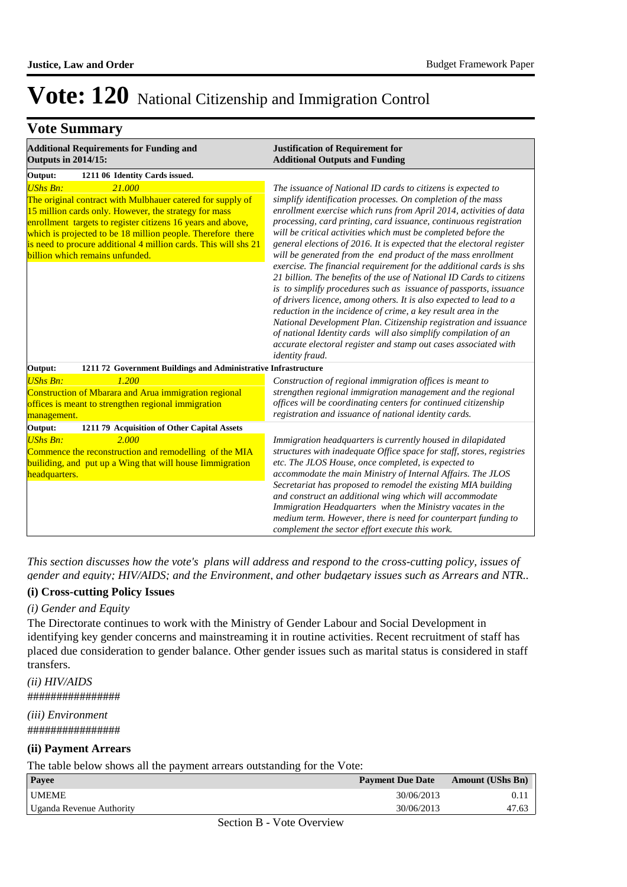# Vote: 120 National Citizenship and Immigration Control

## Vote Summary

| Additional Requirements for Funding and Outputs in 2014/15: | Justification of Requirement for Additional Outputs and Funding |
|---|---|
| **Output: 1211 06 Identity Cards issued.** | |
| *UShs Bn: 21.000*<br>The original contract with Mulbhauer catered for supply of 15 million cards only. However, the strategy for mass enrollment targets to register citizens 16 years and above, which is projected to be 18 million people. Therefore there is need to procure additional 4 million cards. This will shs 21 billion which remains unfunded. | *The issuance of National ID cards to citizens is expected to simplify identification processes. On completion of the mass enrollment exercise which runs from April 2014, activities of data processing, card printing, card issuance, continuous registration will be critical activities which must be completed before the general elections of 2016. It is expected that the electoral register will be generated from the end product of the mass enrollment exercise. The financial requirement for the additional cards is shs 21 billion. The benefits of the use of National ID Cards to citizens is to simplify procedures such as issuance of passports, issuance of drivers licence, among others. It is also expected to lead to a reduction in the incidence of crime, a key result area in the National Development Plan. Citizenship registration and issuance of national Identity cards will also simplify compilation of an accurate electoral register and stamp out cases associated with identity fraud.* |
| **Output: 1211 72 Government Buildings and Administrative Infrastructure** | |
| *UShs Bn: 1.200*<br>Construction of Mbarara and Arua immigration regional offices is meant to strengthen regional immigration management. | *Construction of regional immigration offices is meant to strengthen regional immigration management and the regional offices will be coordinating centers for continued citizenship registration and issuance of national identity cards.* |
| **Output: 1211 79 Acquisition of Other Capital Assets** | |
| *UShs Bn: 2.000*<br>Commence the reconstruction and remodelling of the MIA builiding, and put up a Wing that will house Iimmigration headquarters. | *Immigration headquarters is currently housed in dilapidated structures with inadequate Office space for staff, stores, registries etc. The JLOS House, once completed, is expected to accommodate the main Ministry of Internal Affairs. The JLOS Secretariat has proposed to remodel the existing MIA building and construct an additional wing which will accommodate Immigration Headquarters when the Ministry vacates in the medium term. However, there is need for counterpart funding to complement the sector effort execute this work.* |

*This section discusses how the vote's plans will address and respond to the cross-cutting policy, issues of gender and equity; HIV/AIDS; and the Environment, and other budgetary issues such as Arrears and NTR..*

### (i) Cross-cutting Policy Issues

*(i) Gender and Equity*

The Directorate continues to work with the Ministry of Gender Labour and Social Development in identifying key gender concerns and mainstreaming it in routine activities. Recent recruitment of staff has placed due consideration to gender balance. Other gender issues such as marital status is considered in staff transfers.

*(ii) HIV/AIDS*

################

*(iii) Environment*

################

### (ii) Payment Arrears

The table below shows all the payment arrears outstanding for the Vote:

| Payee | Payment Due Date | Amount (UShs Bn) |
|---|---|---|
| UMEME | 30/06/2013 | 0.11 |
| Uganda Revenue Authority | 30/06/2013 | 47.63 |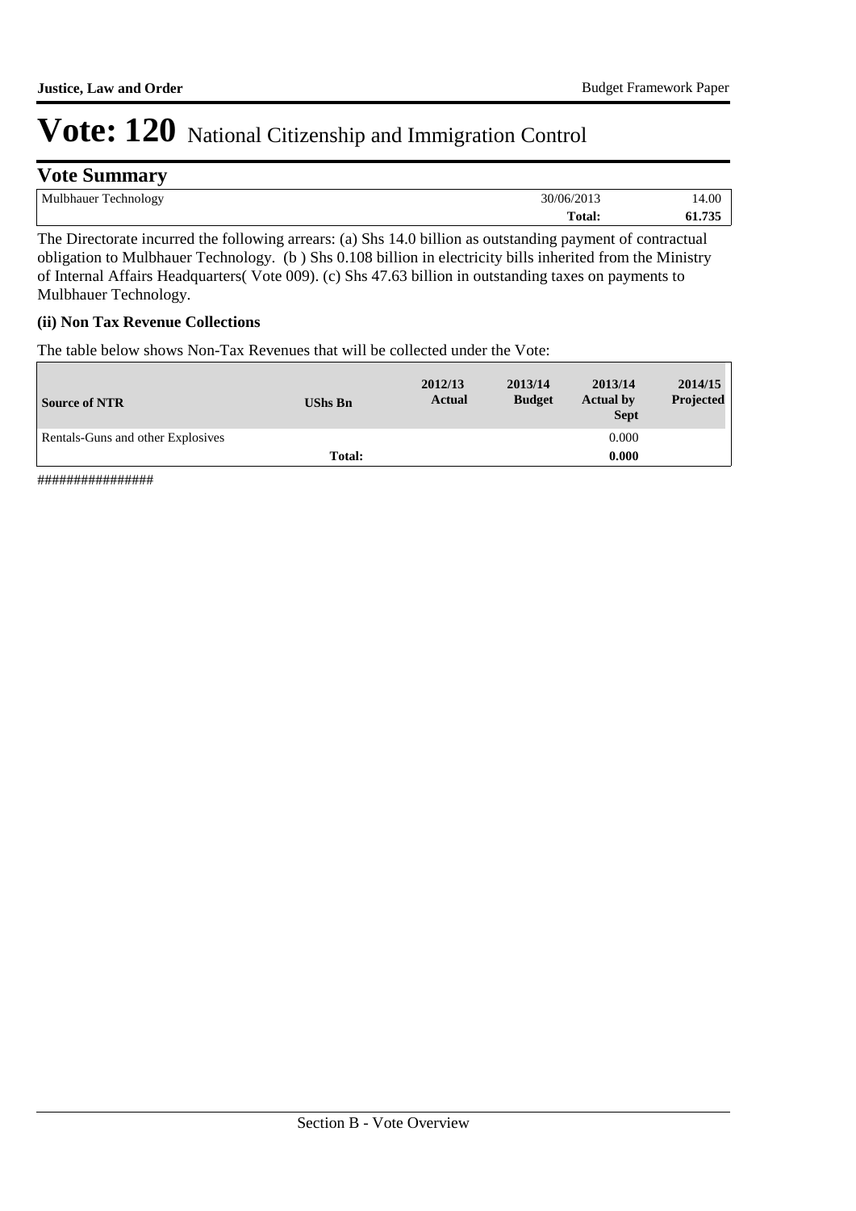# Vote: 120 National Citizenship and Immigration Control

## Vote Summary

| | | |
|---|---|---|
| Mulbhauer Technology | 30/06/2013 | 14.00 |
| | **Total:** | **61.735** |

The Directorate incurred the following arrears: (a) Shs 14.0 billion as outstanding payment of contractual obligation to Mulbhauer Technology. (b ) Shs 0.108 billion in electricity bills inherited from the Ministry of Internal Affairs Headquarters( Vote 009). (c) Shs 47.63 billion in outstanding taxes on payments to Mulbhauer Technology.

**(ii) Non Tax Revenue Collections**

The table below shows Non-Tax Revenues that will be collected under the Vote:

| Source of NTR | UShs Bn | 2012/13 Actual | 2013/14 Budget | 2013/14 Actual by Sept | 2014/15 Projected |
|---|---|---|---|---|---|
| Rentals-Guns and other Explosives | | | | 0.000 | |
| | **Total:** | | | **0.000** | |

################